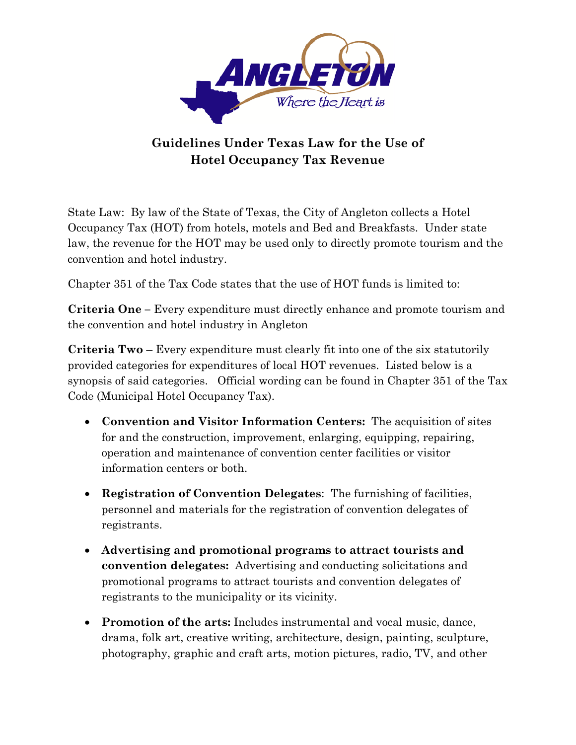# Guidelines Under Texas Law for the Use of Hotel Occupancy Tax Revenue

State Law: By law of the State of Texas, the City of Angleton collects a Hotel Occupancy Tax (HOT) from hotels, motels and Bed and Breakfasts. Under state law, the revenue for the HOT may be used only to directly promote tourism and the convention and hotel industry.

Chapter 351 of the Tax Code states that the use of HOT funds is limited to:

**Criteria One** – Every expenditure must directly enhance and promote tourism and the convention and hotel industry in Angleton

**Criteria Two** – Every expenditure must clearly fit into one of the six statutorily provided categories for expenditures of local HOT revenues. Listed below is a synopsis of said categories. Official wording can be found in Chapter 351 of the Tax Code (Municipal Hotel Occupancy Tax).

- **Convention and Visitor Information Centers:** The acquisition of sites for and the construction, improvement, enlarging, equipping, repairing, operation and maintenance of convention center facilities or visitor information centers or both.
- **Registration of Convention Delegates**: The furnishing of facilities, personnel and materials for the registration of convention delegates of registrants.
- **Advertising and promotional programs to attract tourists and convention delegates:** Advertising and conducting solicitations and promotional programs to attract tourists and convention delegates of registrants to the municipality or its vicinity.
- **Promotion of the arts:** Includes instrumental and vocal music, dance, drama, folk art, creative writing, architecture, design, painting, sculpture, photography, graphic and craft arts, motion pictures, radio, TV, and other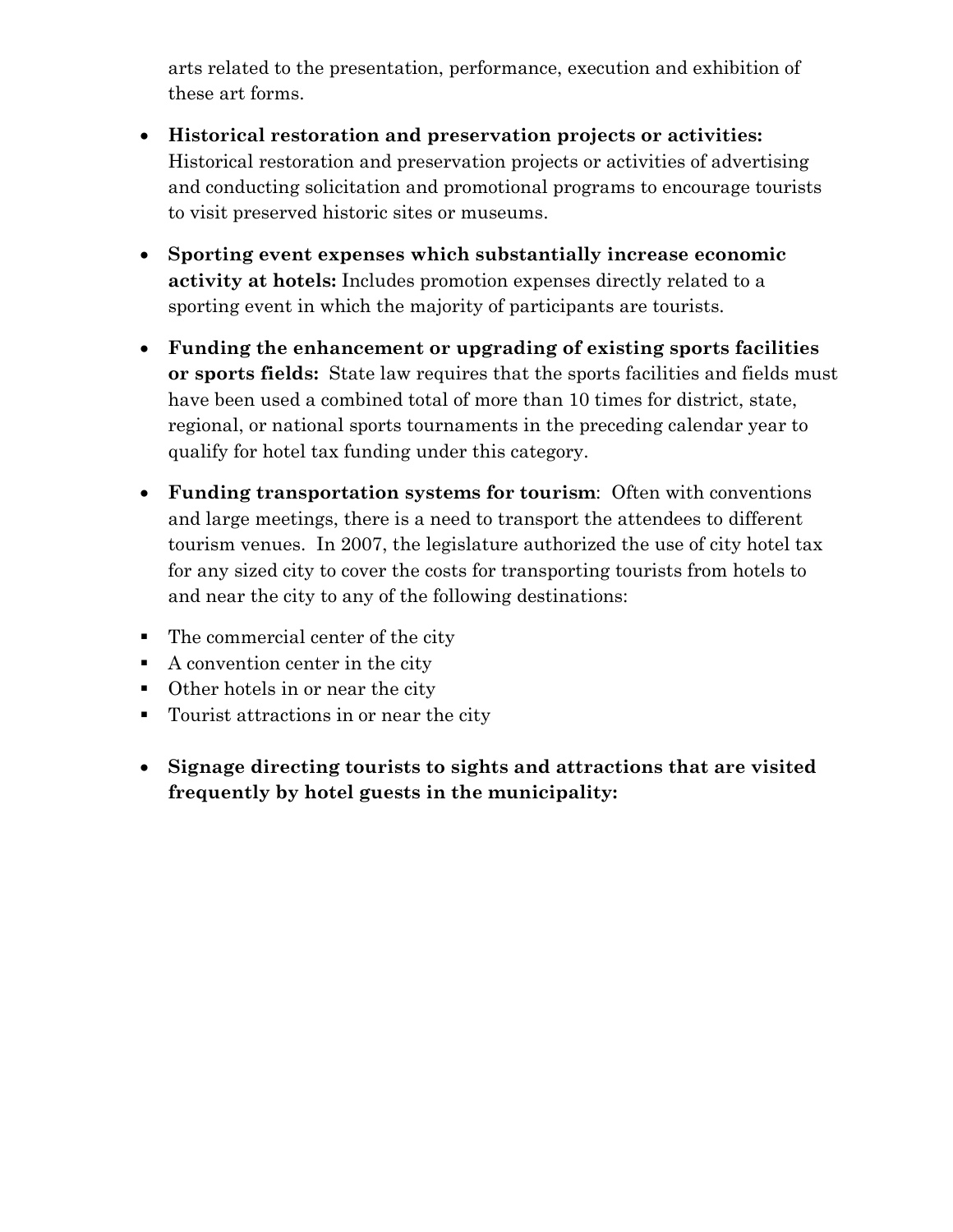arts related to the presentation, performance, execution and exhibition of these art forms.

- **Historical restoration and preservation projects or activities:** Historical restoration and preservation projects or activities of advertising and conducting solicitation and promotional programs to encourage tourists to visit preserved historic sites or museums.

- **Sporting event expenses which substantially increase economic activity at hotels:** Includes promotion expenses directly related to a sporting event in which the majority of participants are tourists.

- **Funding the enhancement or upgrading of existing sports facilities or sports fields:** State law requires that the sports facilities and fields must have been used a combined total of more than 10 times for district, state, regional, or national sports tournaments in the preceding calendar year to qualify for hotel tax funding under this category.

- **Funding transportation systems for tourism**: Often with conventions and large meetings, there is a need to transport the attendees to different tourism venues. In 2007, the legislature authorized the use of city hotel tax for any sized city to cover the costs for transporting tourists from hotels to and near the city to any of the following destinations:

  - The commercial center of the city
  - A convention center in the city
  - Other hotels in or near the city
  - Tourist attractions in or near the city

- **Signage directing tourists to sights and attractions that are visited frequently by hotel guests in the municipality:**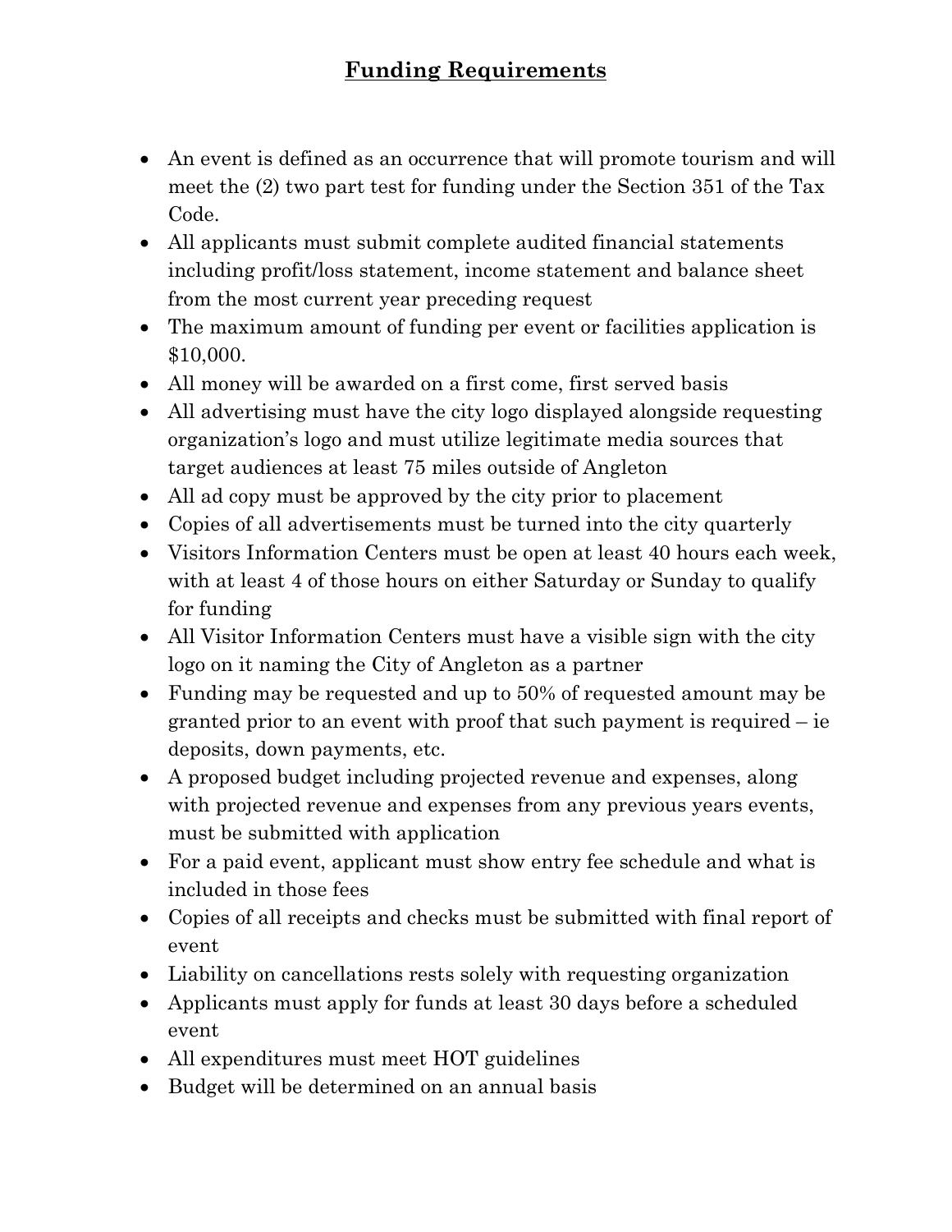# **Funding Requirements**

- An event is defined as an occurrence that will promote tourism and will meet the (2) two part test for funding under the Section 351 of the Tax Code.
- All applicants must submit complete audited financial statements including profit/loss statement, income statement and balance sheet from the most current year preceding request
- The maximum amount of funding per event or facilities application is $10,000.
- All money will be awarded on a first come, first served basis
- All advertising must have the city logo displayed alongside requesting organization's logo and must utilize legitimate media sources that target audiences at least 75 miles outside of Angleton
- All ad copy must be approved by the city prior to placement
- Copies of all advertisements must be turned into the city quarterly
- Visitors Information Centers must be open at least 40 hours each week, with at least 4 of those hours on either Saturday or Sunday to qualify for funding
- All Visitor Information Centers must have a visible sign with the city logo on it naming the City of Angleton as a partner
- Funding may be requested and up to 50% of requested amount may be granted prior to an event with proof that such payment is required – ie deposits, down payments, etc.
- A proposed budget including projected revenue and expenses, along with projected revenue and expenses from any previous years events, must be submitted with application
- For a paid event, applicant must show entry fee schedule and what is included in those fees
- Copies of all receipts and checks must be submitted with final report of event
- Liability on cancellations rests solely with requesting organization
- Applicants must apply for funds at least 30 days before a scheduled event
- All expenditures must meet HOT guidelines
- Budget will be determined on an annual basis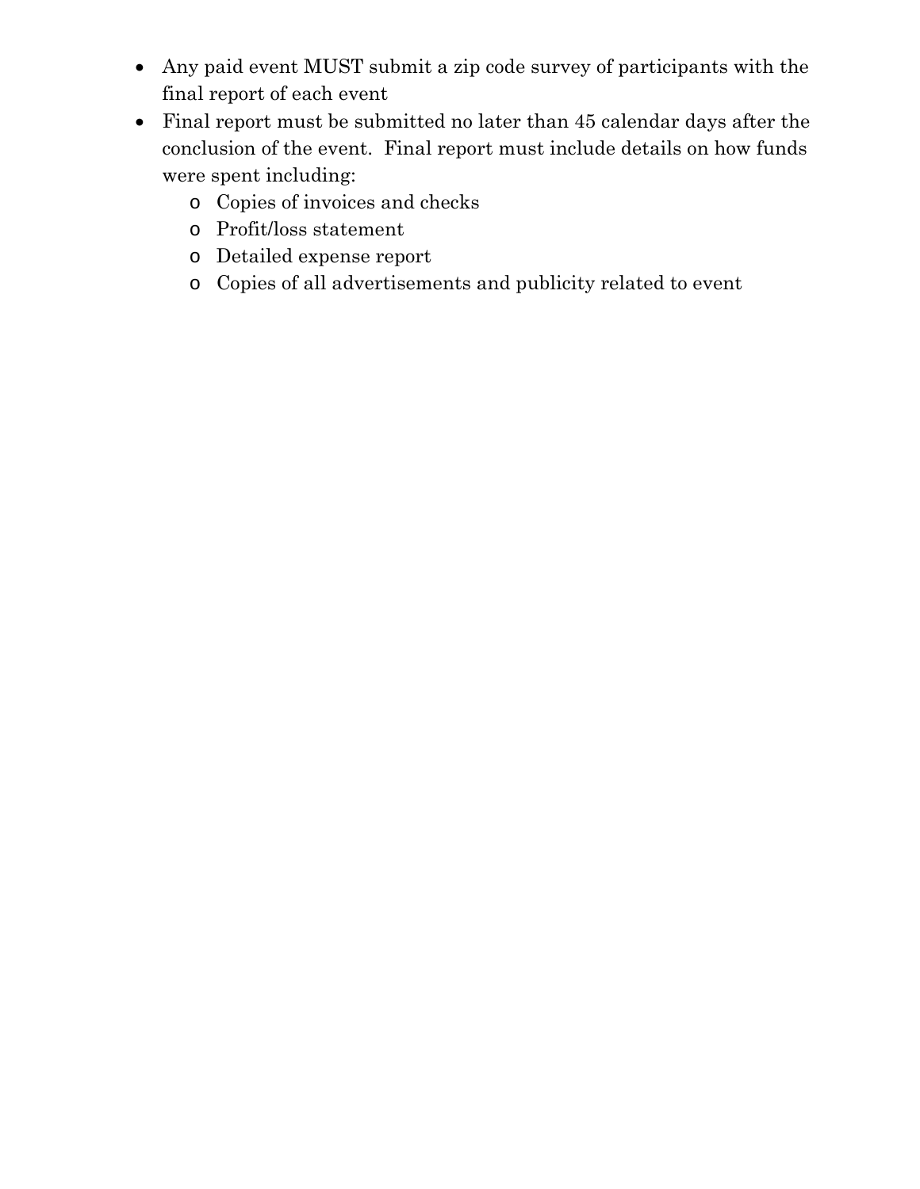- Any paid event MUST submit a zip code survey of participants with the final report of each event
- Final report must be submitted no later than 45 calendar days after the conclusion of the event. Final report must include details on how funds were spent including:
  - Copies of invoices and checks
  - Profit/loss statement
  - Detailed expense report
  - Copies of all advertisements and publicity related to event